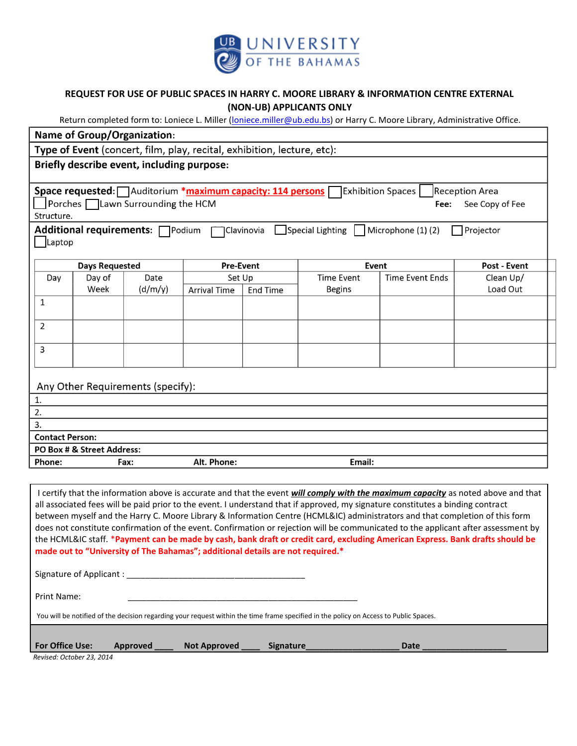UNIVERSITY OF THE BAHAMAS

## REQUEST FOR USE OF PUBLIC SPACES IN HARRY C. MOORE LIBRARY & INFORMATION CENTRE EXTERNAL (NON-UB) APPLICANTS ONLY

Return completed form to: Loniece L. Miller (loniece.miller@ub.edu.bs) or Harry C. Moore Library, Administrative Office.

**Name of Group/Organization:**

**Type of Event** (concert, film, play, recital, exhibition, lecture, etc):

**Briefly describe event, including purpose:**

**Space requested:** ☐ Auditorium ***maximum capacity: 114 persons** ☐ Exhibition Spaces ☐ Reception Area ☐ Porches ☐ Lawn Surrounding the HCM Structure. **Fee:** See Copy of Fee

**Additional requirements:** ☐ Podium ☐ Clavinovia ☐ Special Lighting ☐ Microphone (1) (2) ☐ Projector ☐ Laptop

| Days Requested | | | Pre-Event | | Event | | Post - Event |
|---|---|---|---|---|---|---|---|
| Day | Day of Week | Date (d/m/y) | Set Up | | Time Event Begins | Time Event Ends | Clean Up/ Load Out |
| | | | Arrival Time | End Time | | | |
| 1 | | | | | | | |
| 2 | | | | | | | |
| 3 | | | | | | | |

Any Other Requirements (specify):

1.
2.
3.

**Contact Person:**

**PO Box # & Street Address:**

**Phone:** **Fax:** **Alt. Phone:** **Email:**

I certify that the information above is accurate and that the event ***will comply with the maximum capacity*** as noted above and that all associated fees will be paid prior to the event. I understand that if approved, my signature constitutes a binding contract between myself and the Harry C. Moore Library & Information Centre (HCML&IC) administrators and that completion of this form does not constitute confirmation of the event. Confirmation or rejection will be communicated to the applicant after assessment by the HCML&IC staff. ***Payment can be made by cash, bank draft or credit card, excluding American Express. Bank drafts should be made out to "University of The Bahamas"; additional details are not required.***

Signature of Applicant : ________________________________________

Print Name: ____________________________________________________

You will be notified of the decision regarding your request within the time frame specified in the policy on Access to Public Spaces.

**For Office Use:** **Approved** ____ **Not Approved** ____ **Signature**____________________ **Date** __________________

*Revised: October 23, 2014*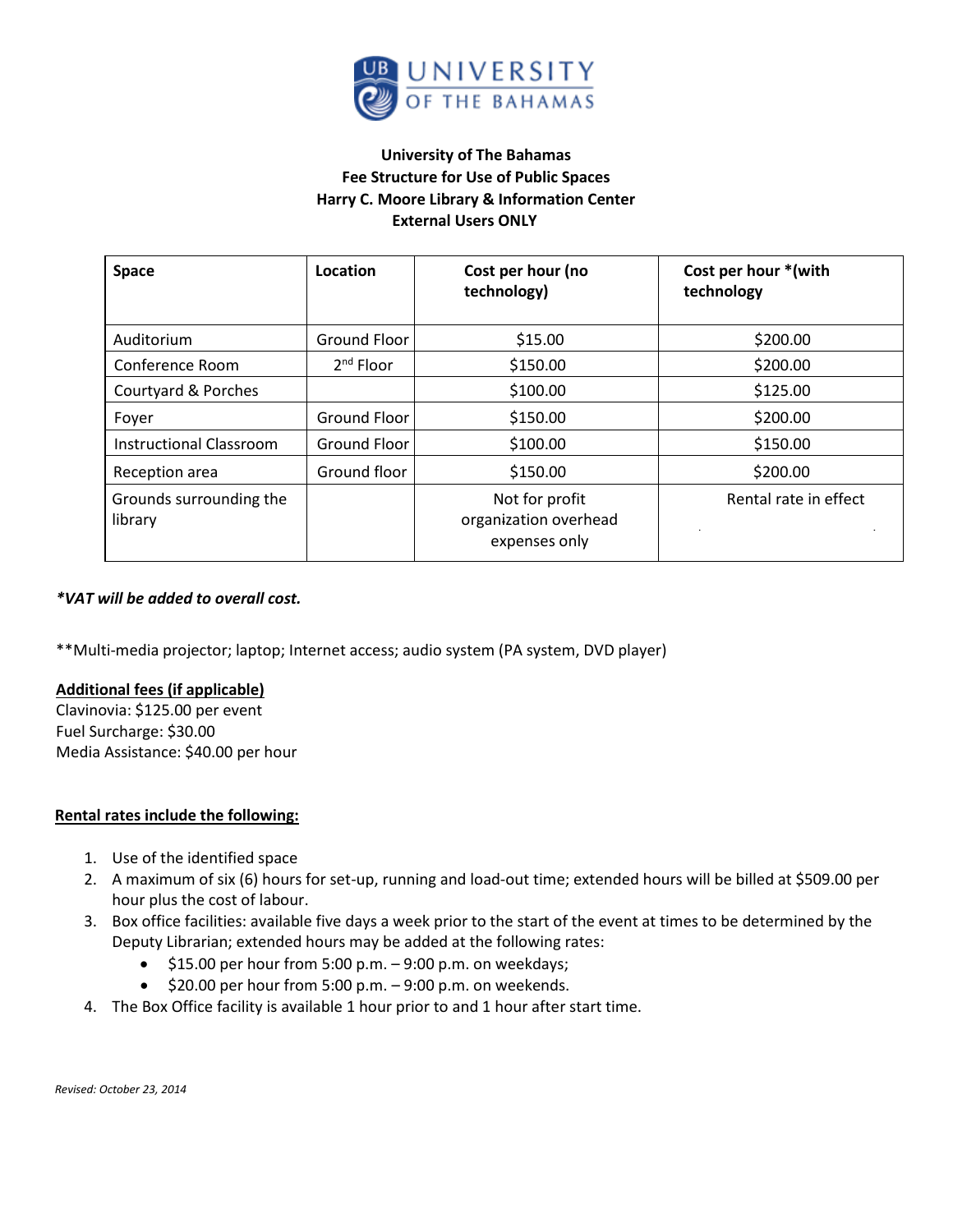**University of The Bahamas**
**Fee Structure for Use of Public Spaces**
**Harry C. Moore Library & Information Center**
**External Users ONLY**

| Space | Location | Cost per hour (no technology) | Cost per hour *(with technology |
|---|---|---|---|
| Auditorium | Ground Floor | $15.00 | $200.00 |
| Conference Room | 2nd Floor | $150.00 | $200.00 |
| Courtyard & Porches | | $100.00 | $125.00 |
| Foyer | Ground Floor | $150.00 | $200.00 |
| Instructional Classroom | Ground Floor | $100.00 | $150.00 |
| Reception area | Ground floor | $150.00 | $200.00 |
| Grounds surrounding the library | | Not for profit organization overhead expenses only | Rental rate in effect |

***VAT will be added to overall cost.***

**Multi-media projector; laptop; Internet access; audio system (PA system, DVD player)

**<u>Additional fees (if applicable)</u>**
Clavinovia: $125.00 per event
Fuel Surcharge: $30.00
Media Assistance: $40.00 per hour

**<u>Rental rates include the following:</u>**

1. Use of the identified space
2. A maximum of six (6) hours for set-up, running and load-out time; extended hours will be billed at $509.00 per hour plus the cost of labour.
3. Box office facilities: available five days a week prior to the start of the event at times to be determined by the Deputy Librarian; extended hours may be added at the following rates:
   - $15.00 per hour from 5:00 p.m. – 9:00 p.m. on weekdays;
   - $20.00 per hour from 5:00 p.m. – 9:00 p.m. on weekends.
4. The Box Office facility is available 1 hour prior to and 1 hour after start time.

*Revised: October 23, 2014*